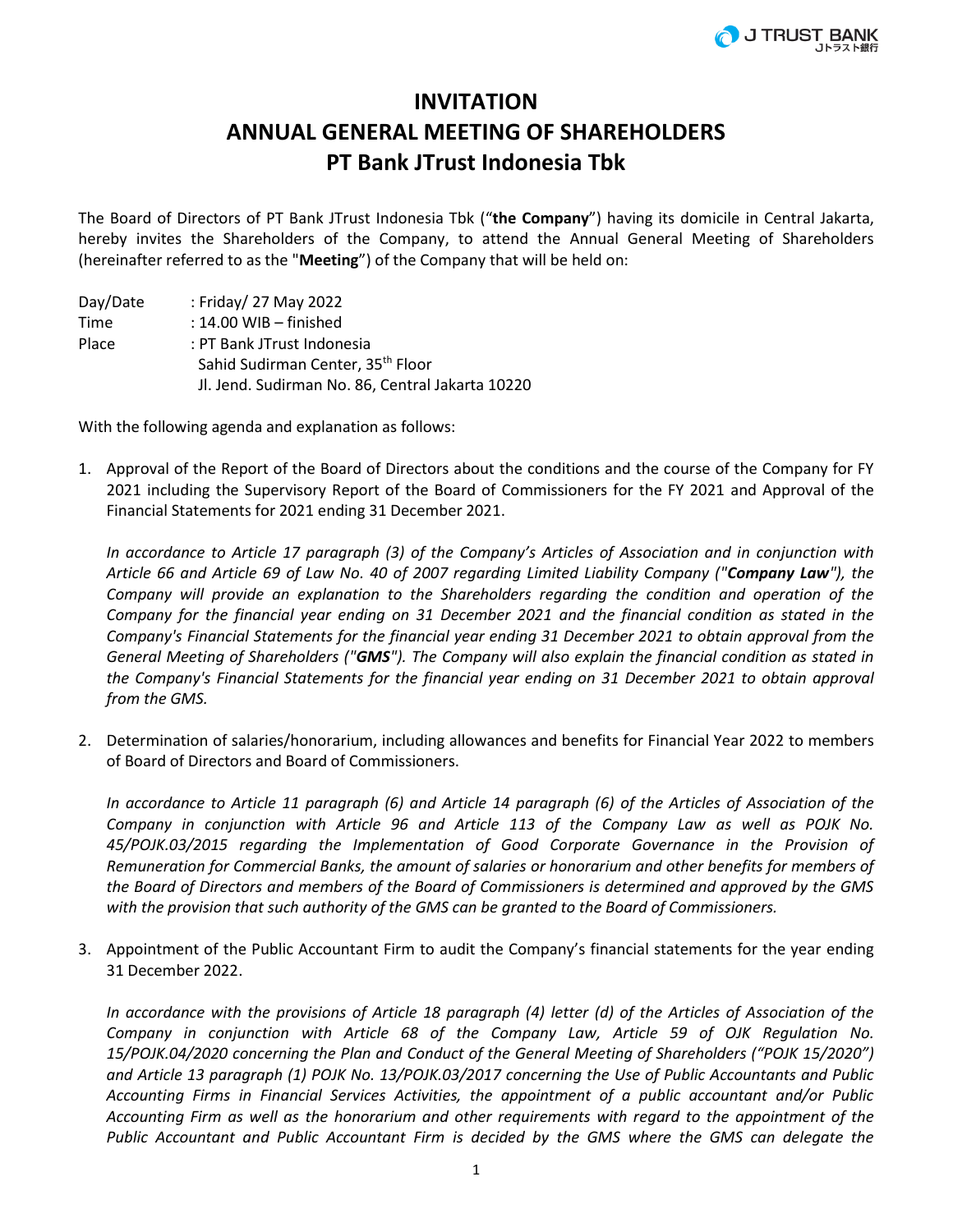# INVITATION
# ANNUAL GENERAL MEETING OF SHAREHOLDERS
# PT Bank JTrust Indonesia Tbk

The Board of Directors of PT Bank JTrust Indonesia Tbk ("**the Company**") having its domicile in Central Jakarta, hereby invites the Shareholders of the Company, to attend the Annual General Meeting of Shareholders (hereinafter referred to as the "**Meeting**") of the Company that will be held on:

Day/Date : Friday/ 27 May 2022
Time : 14.00 WIB – finished
Place : PT Bank JTrust Indonesia
Sahid Sudirman Center, 35th Floor
Jl. Jend. Sudirman No. 86, Central Jakarta 10220

With the following agenda and explanation as follows:

1. Approval of the Report of the Board of Directors about the conditions and the course of the Company for FY 2021 including the Supervisory Report of the Board of Commissioners for the FY 2021 and Approval of the Financial Statements for 2021 ending 31 December 2021.

   *In accordance to Article 17 paragraph (3) of the Company's Articles of Association and in conjunction with Article 66 and Article 69 of Law No. 40 of 2007 regarding Limited Liability Company ("**Company Law**"), the Company will provide an explanation to the Shareholders regarding the condition and operation of the Company for the financial year ending on 31 December 2021 and the financial condition as stated in the Company's Financial Statements for the financial year ending 31 December 2021 to obtain approval from the General Meeting of Shareholders ("**GMS**"). The Company will also explain the financial condition as stated in the Company's Financial Statements for the financial year ending on 31 December 2021 to obtain approval from the GMS.*

2. Determination of salaries/honorarium, including allowances and benefits for Financial Year 2022 to members of Board of Directors and Board of Commissioners.

   *In accordance to Article 11 paragraph (6) and Article 14 paragraph (6) of the Articles of Association of the Company in conjunction with Article 96 and Article 113 of the Company Law as well as POJK No. 45/POJK.03/2015 regarding the Implementation of Good Corporate Governance in the Provision of Remuneration for Commercial Banks, the amount of salaries or honorarium and other benefits for members of the Board of Directors and members of the Board of Commissioners is determined and approved by the GMS with the provision that such authority of the GMS can be granted to the Board of Commissioners.*

3. Appointment of the Public Accountant Firm to audit the Company's financial statements for the year ending 31 December 2022.

   *In accordance with the provisions of Article 18 paragraph (4) letter (d) of the Articles of Association of the Company in conjunction with Article 68 of the Company Law, Article 59 of OJK Regulation No. 15/POJK.04/2020 concerning the Plan and Conduct of the General Meeting of Shareholders ("POJK 15/2020") and Article 13 paragraph (1) POJK No. 13/POJK.03/2017 concerning the Use of Public Accountants and Public Accounting Firms in Financial Services Activities, the appointment of a public accountant and/or Public Accounting Firm as well as the honorarium and other requirements with regard to the appointment of the Public Accountant and Public Accountant Firm is decided by the GMS where the GMS can delegate the*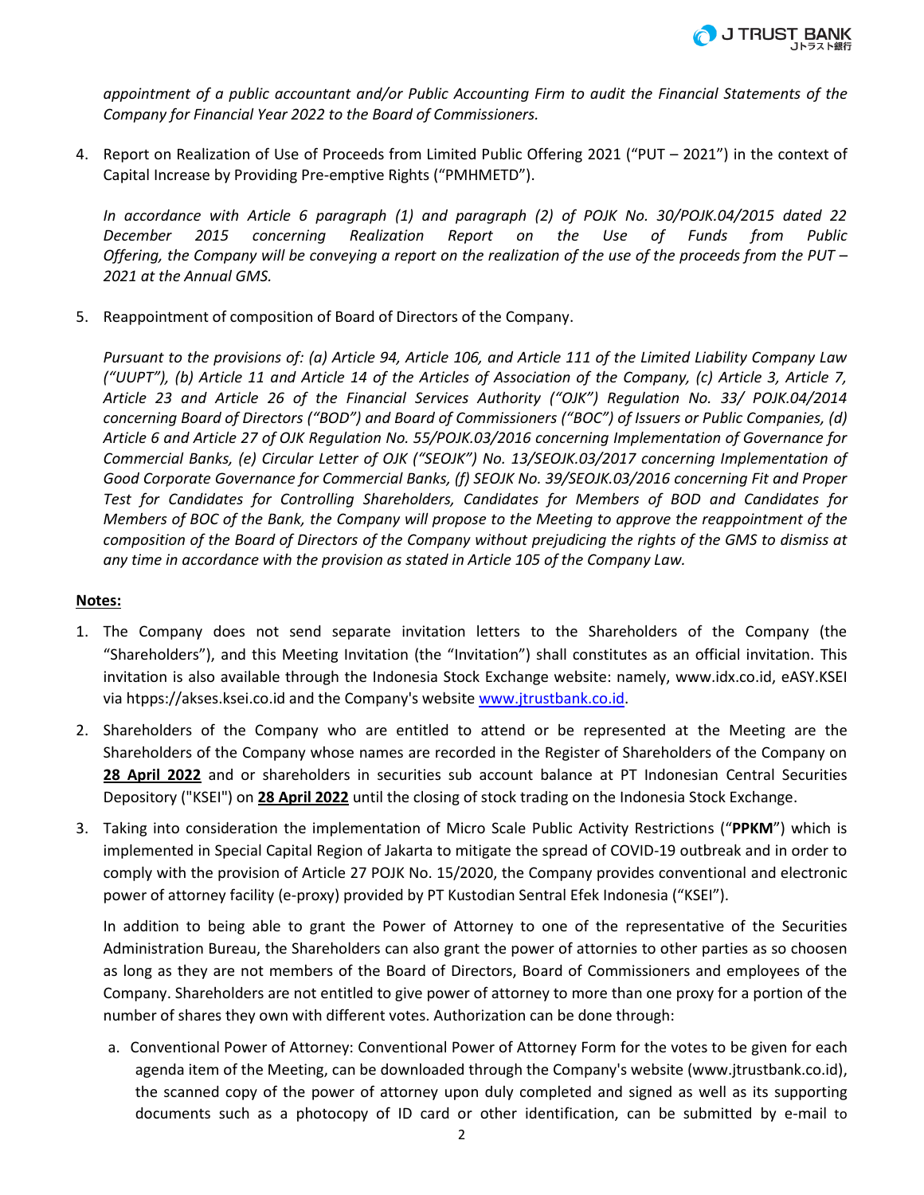*appointment of a public accountant and/or Public Accounting Firm to audit the Financial Statements of the Company for Financial Year 2022 to the Board of Commissioners.*

4. Report on Realization of Use of Proceeds from Limited Public Offering 2021 ("PUT – 2021") in the context of Capital Increase by Providing Pre-emptive Rights ("PMHMETD").

   *In accordance with Article 6 paragraph (1) and paragraph (2) of POJK No. 30/POJK.04/2015 dated 22 December 2015 concerning Realization Report on the Use of Funds from Public Offering, the Company will be conveying a report on the realization of the use of the proceeds from the PUT – 2021 at the Annual GMS.*

5. Reappointment of composition of Board of Directors of the Company.

   *Pursuant to the provisions of: (a) Article 94, Article 106, and Article 111 of the Limited Liability Company Law ("UUPT"), (b) Article 11 and Article 14 of the Articles of Association of the Company, (c) Article 3, Article 7, Article 23 and Article 26 of the Financial Services Authority ("OJK") Regulation No. 33/ POJK.04/2014 concerning Board of Directors ("BOD") and Board of Commissioners ("BOC") of Issuers or Public Companies, (d) Article 6 and Article 27 of OJK Regulation No. 55/POJK.03/2016 concerning Implementation of Governance for Commercial Banks, (e) Circular Letter of OJK ("SEOJK") No. 13/SEOJK.03/2017 concerning Implementation of Good Corporate Governance for Commercial Banks, (f) SEOJK No. 39/SEOJK.03/2016 concerning Fit and Proper Test for Candidates for Controlling Shareholders, Candidates for Members of BOD and Candidates for Members of BOC of the Bank, the Company will propose to the Meeting to approve the reappointment of the composition of the Board of Directors of the Company without prejudicing the rights of the GMS to dismiss at any time in accordance with the provision as stated in Article 105 of the Company Law.*

**Notes:**

1. The Company does not send separate invitation letters to the Shareholders of the Company (the "Shareholders"), and this Meeting Invitation (the "Invitation") shall constitutes as an official invitation. This invitation is also available through the Indonesia Stock Exchange website: namely, www.idx.co.id, eASY.KSEI via htpps://akses.ksei.co.id and the Company's website www.jtrustbank.co.id.

2. Shareholders of the Company who are entitled to attend or be represented at the Meeting are the Shareholders of the Company whose names are recorded in the Register of Shareholders of the Company on **28 April 2022** and or shareholders in securities sub account balance at PT Indonesian Central Securities Depository ("KSEI") on **28 April 2022** until the closing of stock trading on the Indonesia Stock Exchange.

3. Taking into consideration the implementation of Micro Scale Public Activity Restrictions ("**PPKM**") which is implemented in Special Capital Region of Jakarta to mitigate the spread of COVID-19 outbreak and in order to comply with the provision of Article 27 POJK No. 15/2020, the Company provides conventional and electronic power of attorney facility (e-proxy) provided by PT Kustodian Sentral Efek Indonesia ("KSEI").

   In addition to being able to grant the Power of Attorney to one of the representative of the Securities Administration Bureau, the Shareholders can also grant the power of attornies to other parties as so choosen as long as they are not members of the Board of Directors, Board of Commissioners and employees of the Company. Shareholders are not entitled to give power of attorney to more than one proxy for a portion of the number of shares they own with different votes. Authorization can be done through:

   a. Conventional Power of Attorney: Conventional Power of Attorney Form for the votes to be given for each agenda item of the Meeting, can be downloaded through the Company's website (www.jtrustbank.co.id), the scanned copy of the power of attorney upon duly completed and signed as well as its supporting documents such as a photocopy of ID card or other identification, can be submitted by e-mail to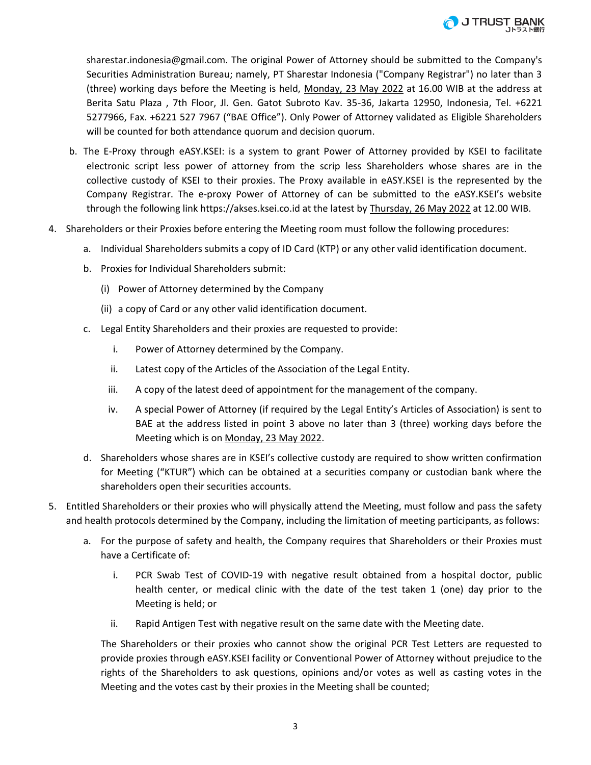sharestar.indonesia@gmail.com. The original Power of Attorney should be submitted to the Company's Securities Administration Bureau; namely, PT Sharestar Indonesia ("Company Registrar") no later than 3 (three) working days before the Meeting is held, Monday, 23 May 2022 at 16.00 WIB at the address at Berita Satu Plaza , 7th Floor, Jl. Gen. Gatot Subroto Kav. 35-36, Jakarta 12950, Indonesia, Tel. +6221 5277966, Fax. +6221 527 7967 ("BAE Office"). Only Power of Attorney validated as Eligible Shareholders will be counted for both attendance quorum and decision quorum.

b. The E-Proxy through eASY.KSEI: is a system to grant Power of Attorney provided by KSEI to facilitate electronic script less power of attorney from the scrip less Shareholders whose shares are in the collective custody of KSEI to their proxies. The Proxy available in eASY.KSEI is the represented by the Company Registrar. The e-proxy Power of Attorney of can be submitted to the eASY.KSEI's website through the following link https://akses.ksei.co.id at the latest by Thursday, 26 May 2022 at 12.00 WIB.

4. Shareholders or their Proxies before entering the Meeting room must follow the following procedures:
   a. Individual Shareholders submits a copy of ID Card (KTP) or any other valid identification document.
   b. Proxies for Individual Shareholders submit:
      (i) Power of Attorney determined by the Company
      (ii) a copy of Card or any other valid identification document.
   c. Legal Entity Shareholders and their proxies are requested to provide:
      i. Power of Attorney determined by the Company.
      ii. Latest copy of the Articles of the Association of the Legal Entity.
      iii. A copy of the latest deed of appointment for the management of the company.
      iv. A special Power of Attorney (if required by the Legal Entity's Articles of Association) is sent to BAE at the address listed in point 3 above no later than 3 (three) working days before the Meeting which is on Monday, 23 May 2022.
   d. Shareholders whose shares are in KSEI's collective custody are required to show written confirmation for Meeting ("KTUR") which can be obtained at a securities company or custodian bank where the shareholders open their securities accounts.

5. Entitled Shareholders or their proxies who will physically attend the Meeting, must follow and pass the safety and health protocols determined by the Company, including the limitation of meeting participants, as follows:
   a. For the purpose of safety and health, the Company requires that Shareholders or their Proxies must have a Certificate of:
      i. PCR Swab Test of COVID-19 with negative result obtained from a hospital doctor, public health center, or medical clinic with the date of the test taken 1 (one) day prior to the Meeting is held; or
      ii. Rapid Antigen Test with negative result on the same date with the Meeting date.

   The Shareholders or their proxies who cannot show the original PCR Test Letters are requested to provide proxies through eASY.KSEI facility or Conventional Power of Attorney without prejudice to the rights of the Shareholders to ask questions, opinions and/or votes as well as casting votes in the Meeting and the votes cast by their proxies in the Meeting shall be counted;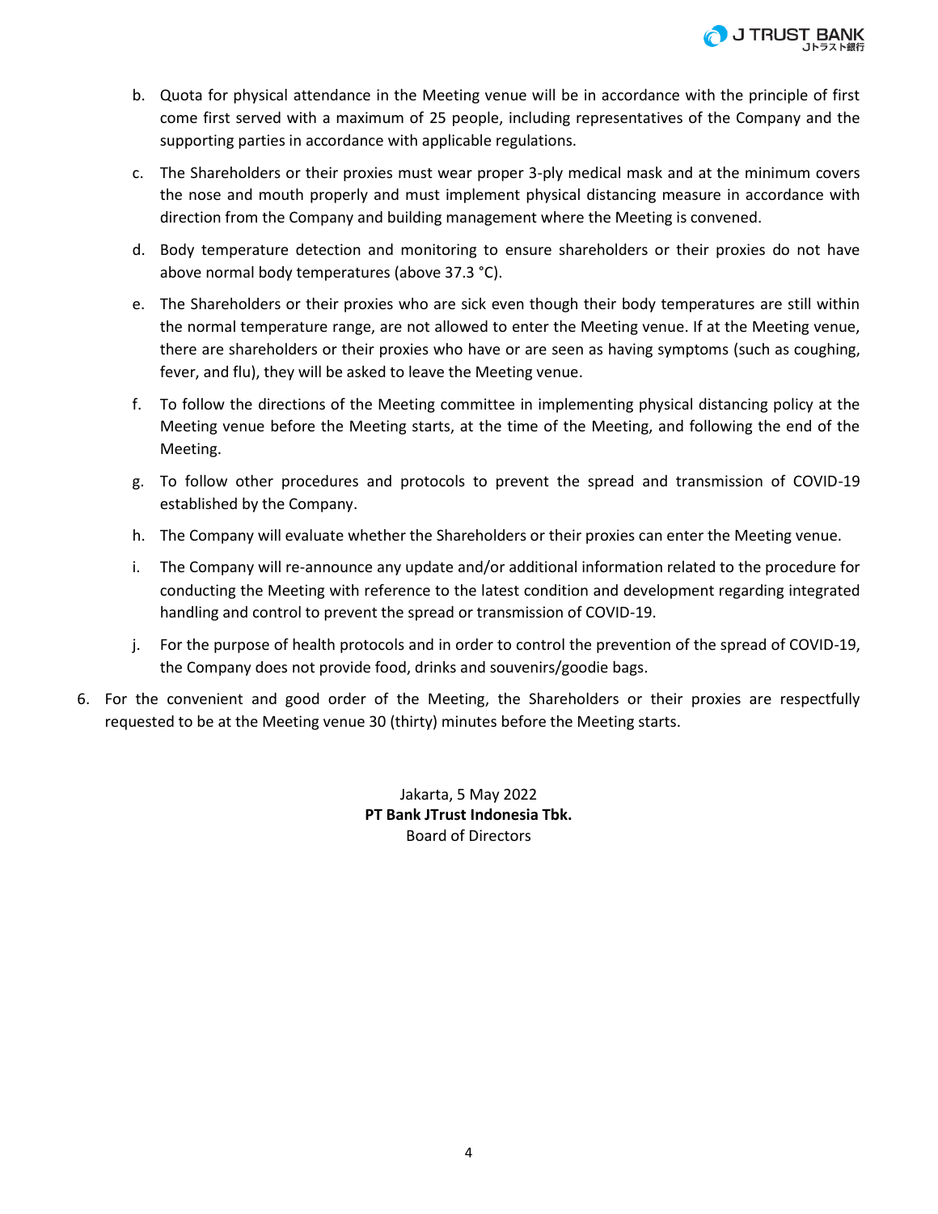b. Quota for physical attendance in the Meeting venue will be in accordance with the principle of first come first served with a maximum of 25 people, including representatives of the Company and the supporting parties in accordance with applicable regulations.

c. The Shareholders or their proxies must wear proper 3-ply medical mask and at the minimum covers the nose and mouth properly and must implement physical distancing measure in accordance with direction from the Company and building management where the Meeting is convened.

d. Body temperature detection and monitoring to ensure shareholders or their proxies do not have above normal body temperatures (above 37.3 °C).

e. The Shareholders or their proxies who are sick even though their body temperatures are still within the normal temperature range, are not allowed to enter the Meeting venue. If at the Meeting venue, there are shareholders or their proxies who have or are seen as having symptoms (such as coughing, fever, and flu), they will be asked to leave the Meeting venue.

f. To follow the directions of the Meeting committee in implementing physical distancing policy at the Meeting venue before the Meeting starts, at the time of the Meeting, and following the end of the Meeting.

g. To follow other procedures and protocols to prevent the spread and transmission of COVID-19 established by the Company.

h. The Company will evaluate whether the Shareholders or their proxies can enter the Meeting venue.

i. The Company will re-announce any update and/or additional information related to the procedure for conducting the Meeting with reference to the latest condition and development regarding integrated handling and control to prevent the spread or transmission of COVID-19.

j. For the purpose of health protocols and in order to control the prevention of the spread of COVID-19, the Company does not provide food, drinks and souvenirs/goodie bags.

6. For the convenient and good order of the Meeting, the Shareholders or their proxies are respectfully requested to be at the Meeting venue 30 (thirty) minutes before the Meeting starts.

Jakarta, 5 May 2022
**PT Bank JTrust Indonesia Tbk.**
Board of Directors